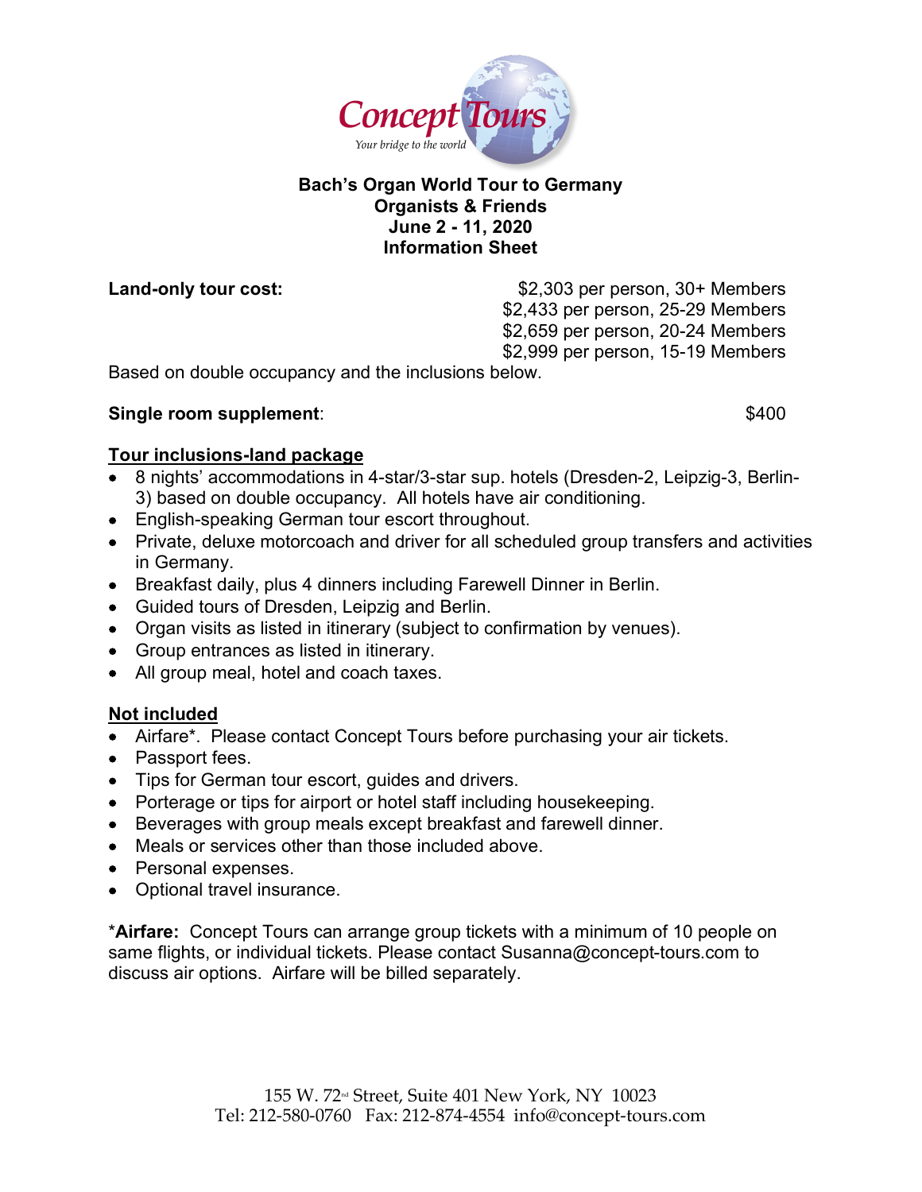Concept Tours

*Your bridge to the world*

**Bach's Organ World Tour to Germany**
**Organists & Friends**
**June 2 - 11, 2020**
**Information Sheet**

**Land-only tour cost:**

$2,303 per person, 30+ Members
$2,433 per person, 25-29 Members
$2,659 per person, 20-24 Members
$2,999 per person, 15-19 Members

Based on double occupancy and the inclusions below.

**Single room supplement**: $400

## Tour inclusions-land package

- 8 nights' accommodations in 4-star/3-star sup. hotels (Dresden-2, Leipzig-3, Berlin-3) based on double occupancy. All hotels have air conditioning.
- English-speaking German tour escort throughout.
- Private, deluxe motorcoach and driver for all scheduled group transfers and activities in Germany.
- Breakfast daily, plus 4 dinners including Farewell Dinner in Berlin.
- Guided tours of Dresden, Leipzig and Berlin.
- Organ visits as listed in itinerary (subject to confirmation by venues).
- Group entrances as listed in itinerary.
- All group meal, hotel and coach taxes.

## Not included

- Airfare*. Please contact Concept Tours before purchasing your air tickets.
- Passport fees.
- Tips for German tour escort, guides and drivers.
- Porterage or tips for airport or hotel staff including housekeeping.
- Beverages with group meals except breakfast and farewell dinner.
- Meals or services other than those included above.
- Personal expenses.
- Optional travel insurance.

***Airfare:** Concept Tours can arrange group tickets with a minimum of 10 people on same flights, or individual tickets. Please contact Susanna@concept-tours.com to discuss air options. Airfare will be billed separately.

155 W. 72nd Street, Suite 401 New York, NY 10023
Tel: 212-580-0760 Fax: 212-874-4554 info@concept-tours.com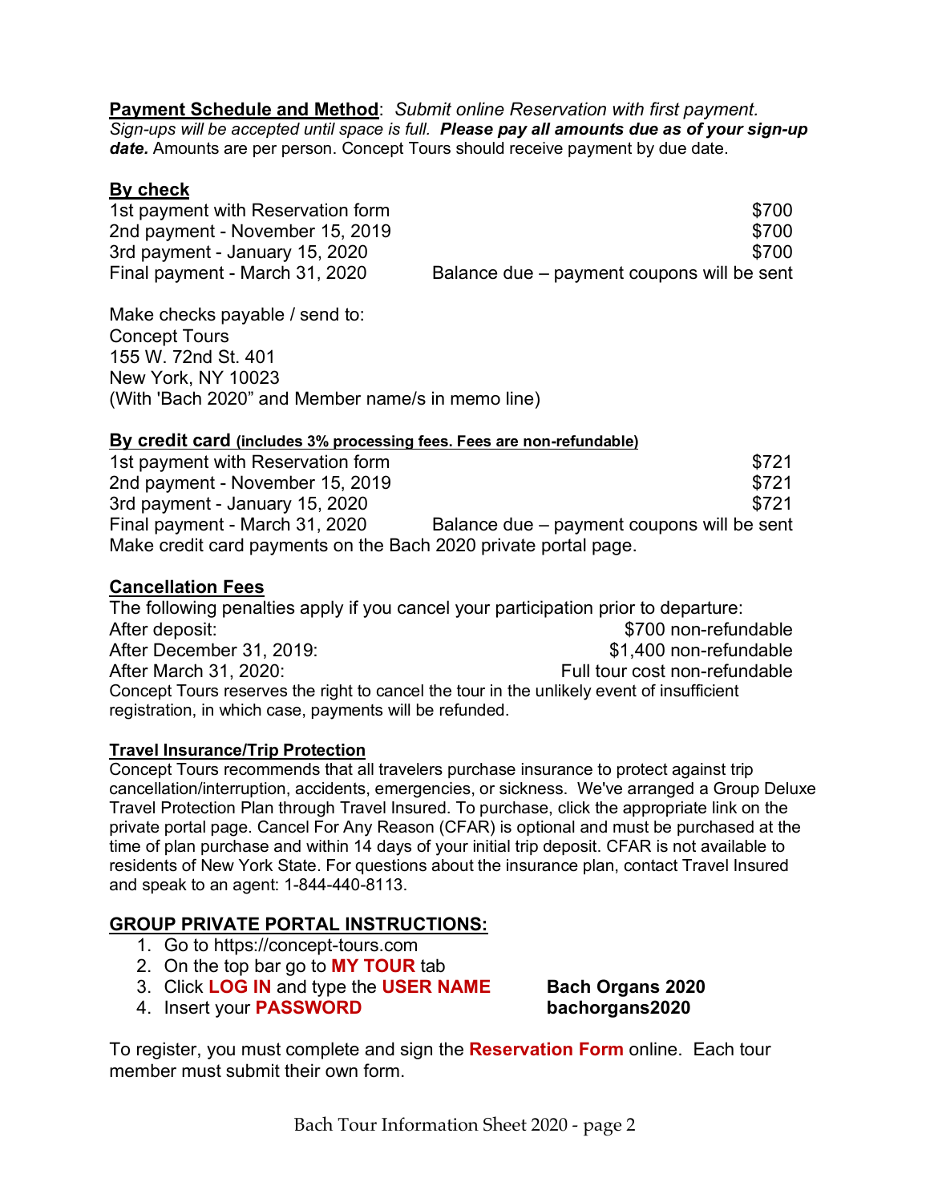**<u>Payment Schedule and Method</u>**: *Submit online Reservation with first payment. Sign-ups will be accepted until space is full.* ***Please pay all amounts due as of your sign-up date.*** Amounts are per person. Concept Tours should receive payment by due date.

**<u>By check</u>**

| | |
|---|---|
| 1st payment with Reservation form | $700 |
| 2nd payment - November 15, 2019 | $700 |
| 3rd payment - January 15, 2020 | $700 |
| Final payment - March 31, 2020 | Balance due – payment coupons will be sent |

Make checks payable / send to:
Concept Tours
155 W. 72nd St. 401
New York, NY 10023
(With 'Bach 2020" and Member name/s in memo line)

**<u>By credit card</u>** **<u>(includes 3% processing fees. Fees are non-refundable)</u>**

| | |
|---|---|
| 1st payment with Reservation form | $721 |
| 2nd payment - November 15, 2019 | $721 |
| 3rd payment - January 15, 2020 | $721 |
| Final payment - March 31, 2020 | Balance due – payment coupons will be sent |

Make credit card payments on the Bach 2020 private portal page.

**<u>Cancellation Fees</u>**

The following penalties apply if you cancel your participation prior to departure:

| | |
|---|---|
| After deposit: | $700 non-refundable |
| After December 31, 2019: | $1,400 non-refundable |
| After March 31, 2020: | Full tour cost non-refundable |

Concept Tours reserves the right to cancel the tour in the unlikely event of insufficient registration, in which case, payments will be refunded.

**<u>Travel Insurance/Trip Protection</u>**

Concept Tours recommends that all travelers purchase insurance to protect against trip cancellation/interruption, accidents, emergencies, or sickness. We've arranged a Group Deluxe Travel Protection Plan through Travel Insured. To purchase, click the appropriate link on the private portal page. Cancel For Any Reason (CFAR) is optional and must be purchased at the time of plan purchase and within 14 days of your initial trip deposit. CFAR is not available to residents of New York State. For questions about the insurance plan, contact Travel Insured and speak to an agent: 1-844-440-8113.

**<u>GROUP PRIVATE PORTAL INSTRUCTIONS:</u>**

1. Go to https://concept-tours.com
2. On the top bar go to **MY TOUR** tab
3. Click **LOG IN** and type the **USER NAME** **Bach Organs 2020**
4. Insert your **PASSWORD** **bachorgans2020**

To register, you must complete and sign the **Reservation Form** online. Each tour member must submit their own form.